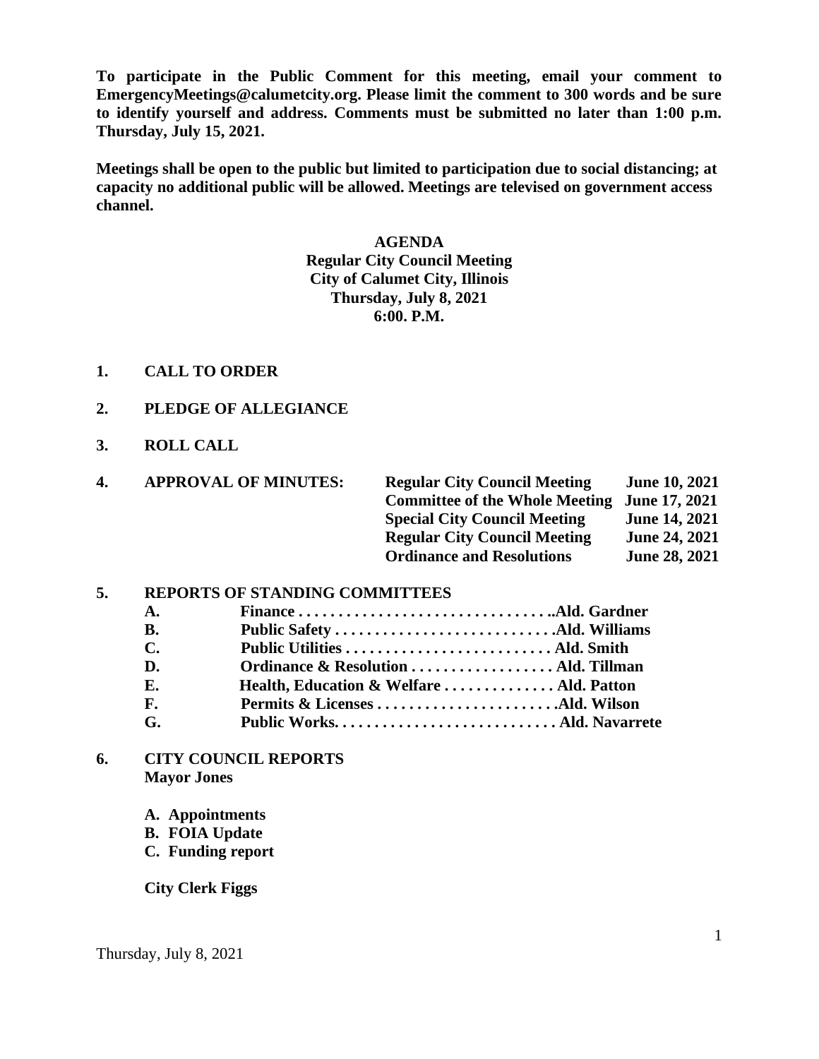**To participate in the Public Comment for this meeting, email your comment to EmergencyMeetings@calumetcity.org. Please limit the comment to 300 words and be sure to identify yourself and address. Comments must be submitted no later than 1:00 p.m. Thursday, July 15, 2021.**

**Meetings shall be open to the public but limited to participation due to social distancing; at capacity no additional public will be allowed. Meetings are televised on government access channel.**

**AGENDA**
**Regular City Council Meeting**
**City of Calumet City, Illinois**
**Thursday, July 8, 2021**
**6:00. P.M.**

**1. CALL TO ORDER**

**2. PLEDGE OF ALLEGIANCE**

**3. ROLL CALL**

**4. APPROVAL OF MINUTES:**

| | |
|---|---|
| Regular City Council Meeting | June 10, 2021 |
| Committee of the Whole Meeting | June 17, 2021 |
| Special City Council Meeting | June 14, 2021 |
| Regular City Council Meeting | June 24, 2021 |
| Ordinance and Resolutions | June 28, 2021 |

**5. REPORTS OF STANDING COMMITTEES**

- **A. Finance . . . . . . . . . . . . . . . . . . . . . . . . . . . . . . . ..Ald. Gardner**
- **B. Public Safety . . . . . . . . . . . . . . . . . . . . . . . . . . .Ald. Williams**
- **C. Public Utilities . . . . . . . . . . . . . . . . . . . . . . . . . . Ald. Smith**
- **D. Ordinance & Resolution . . . . . . . . . . . . . . . . . . Ald. Tillman**
- **E. Health, Education & Welfare . . . . . . . . . . . . . . Ald. Patton**
- **F. Permits & Licenses . . . . . . . . . . . . . . . . . . . . . .Ald. Wilson**
- **G. Public Works. . . . . . . . . . . . . . . . . . . . . . . . . . . . Ald. Navarrete**

**6. CITY COUNCIL REPORTS**

**Mayor Jones**

- **A. Appointments**
- **B. FOIA Update**
- **C. Funding report**

**City Clerk Figgs**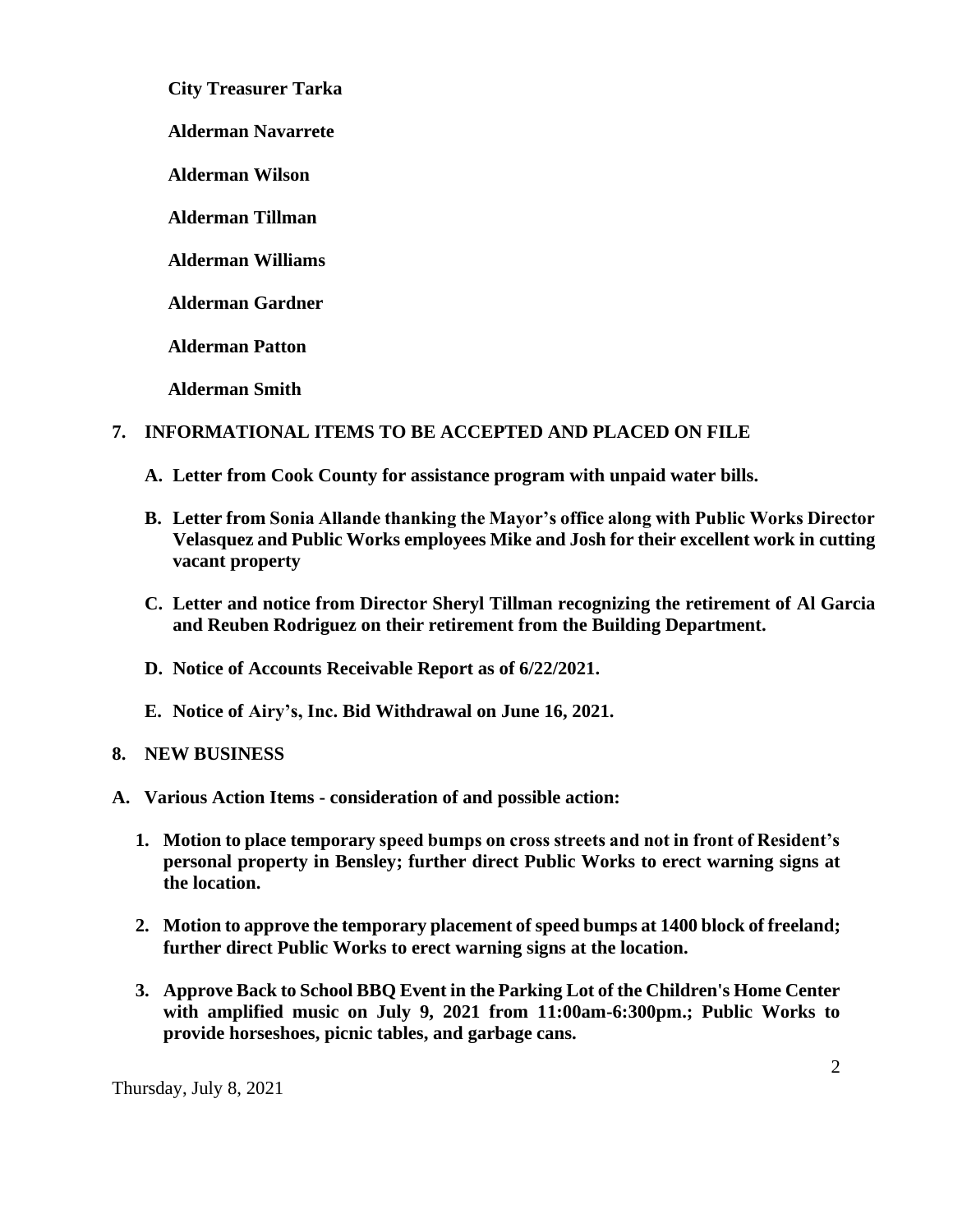**City Treasurer Tarka**

**Alderman Navarrete**

**Alderman Wilson**

**Alderman Tillman**

**Alderman Williams**

**Alderman Gardner**

**Alderman Patton**

**Alderman Smith**

## 7. INFORMATIONAL ITEMS TO BE ACCEPTED AND PLACED ON FILE

**A. Letter from Cook County for assistance program with unpaid water bills.**

**B. Letter from Sonia Allande thanking the Mayor's office along with Public Works Director Velasquez and Public Works employees Mike and Josh for their excellent work in cutting vacant property**

**C. Letter and notice from Director Sheryl Tillman recognizing the retirement of Al Garcia and Reuben Rodriguez on their retirement from the Building Department.**

**D. Notice of Accounts Receivable Report as of 6/22/2021.**

**E. Notice of Airy's, Inc. Bid Withdrawal on June 16, 2021.**

## 8. NEW BUSINESS

**A. Various Action Items - consideration of and possible action:**

1. **Motion to place temporary speed bumps on cross streets and not in front of Resident's personal property in Bensley; further direct Public Works to erect warning signs at the location.**

2. **Motion to approve the temporary placement of speed bumps at 1400 block of freeland; further direct Public Works to erect warning signs at the location.**

3. **Approve Back to School BBQ Event in the Parking Lot of the Children's Home Center with amplified music on July 9, 2021 from 11:00am-6:300pm.; Public Works to provide horseshoes, picnic tables, and garbage cans.**

Thursday, July 8, 2021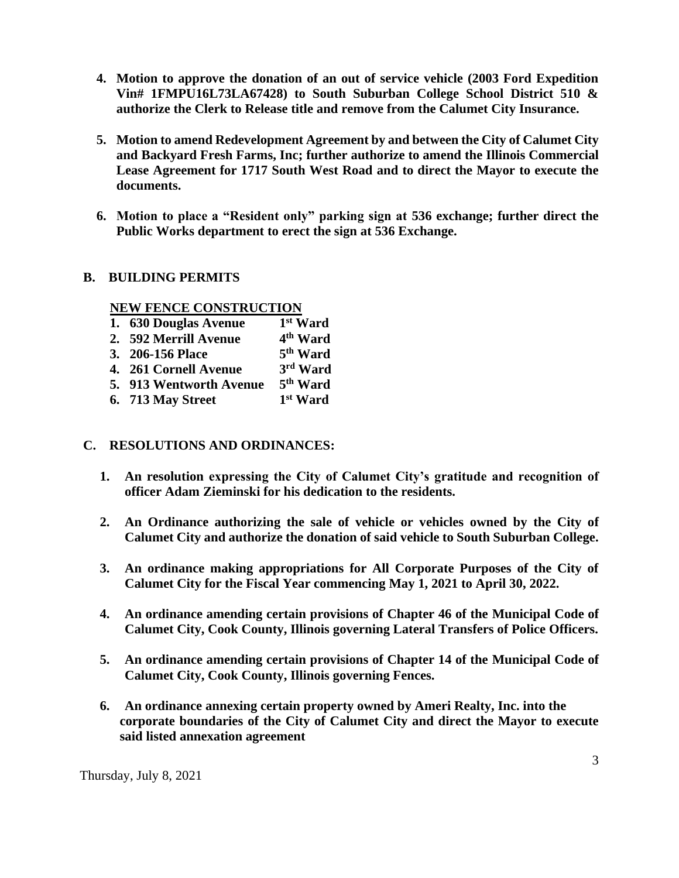4. **Motion to approve the donation of an out of service vehicle (2003 Ford Expedition Vin# 1FMPU16L73LA67428) to South Suburban College School District 510 & authorize the Clerk to Release title and remove from the Calumet City Insurance.**

5. **Motion to amend Redevelopment Agreement by and between the City of Calumet City and Backyard Fresh Farms, Inc; further authorize to amend the Illinois Commercial Lease Agreement for 1717 South West Road and to direct the Mayor to execute the documents.**

6. **Motion to place a "Resident only" parking sign at 536 exchange; further direct the Public Works department to erect the sign at 536 Exchange.**

## B. BUILDING PERMITS

**NEW FENCE CONSTRUCTION**

| | |
|---|---|
| **1. 630 Douglas Avenue** | **1st Ward** |
| **2. 592 Merrill Avenue** | **4th Ward** |
| **3. 206-156 Place** | **5th Ward** |
| **4. 261 Cornell Avenue** | **3rd Ward** |
| **5. 913 Wentworth Avenue** | **5th Ward** |
| **6. 713 May Street** | **1st Ward** |

## C. RESOLUTIONS AND ORDINANCES:

1. **An resolution expressing the City of Calumet City's gratitude and recognition of officer Adam Zieminski for his dedication to the residents.**

2. **An Ordinance authorizing the sale of vehicle or vehicles owned by the City of Calumet City and authorize the donation of said vehicle to South Suburban College.**

3. **An ordinance making appropriations for All Corporate Purposes of the City of Calumet City for the Fiscal Year commencing May 1, 2021 to April 30, 2022.**

4. **An ordinance amending certain provisions of Chapter 46 of the Municipal Code of Calumet City, Cook County, Illinois governing Lateral Transfers of Police Officers.**

5. **An ordinance amending certain provisions of Chapter 14 of the Municipal Code of Calumet City, Cook County, Illinois governing Fences.**

6. **An ordinance annexing certain property owned by Ameri Realty, Inc. into the corporate boundaries of the City of Calumet City and direct the Mayor to execute said listed annexation agreement**

Thursday, July 8, 2021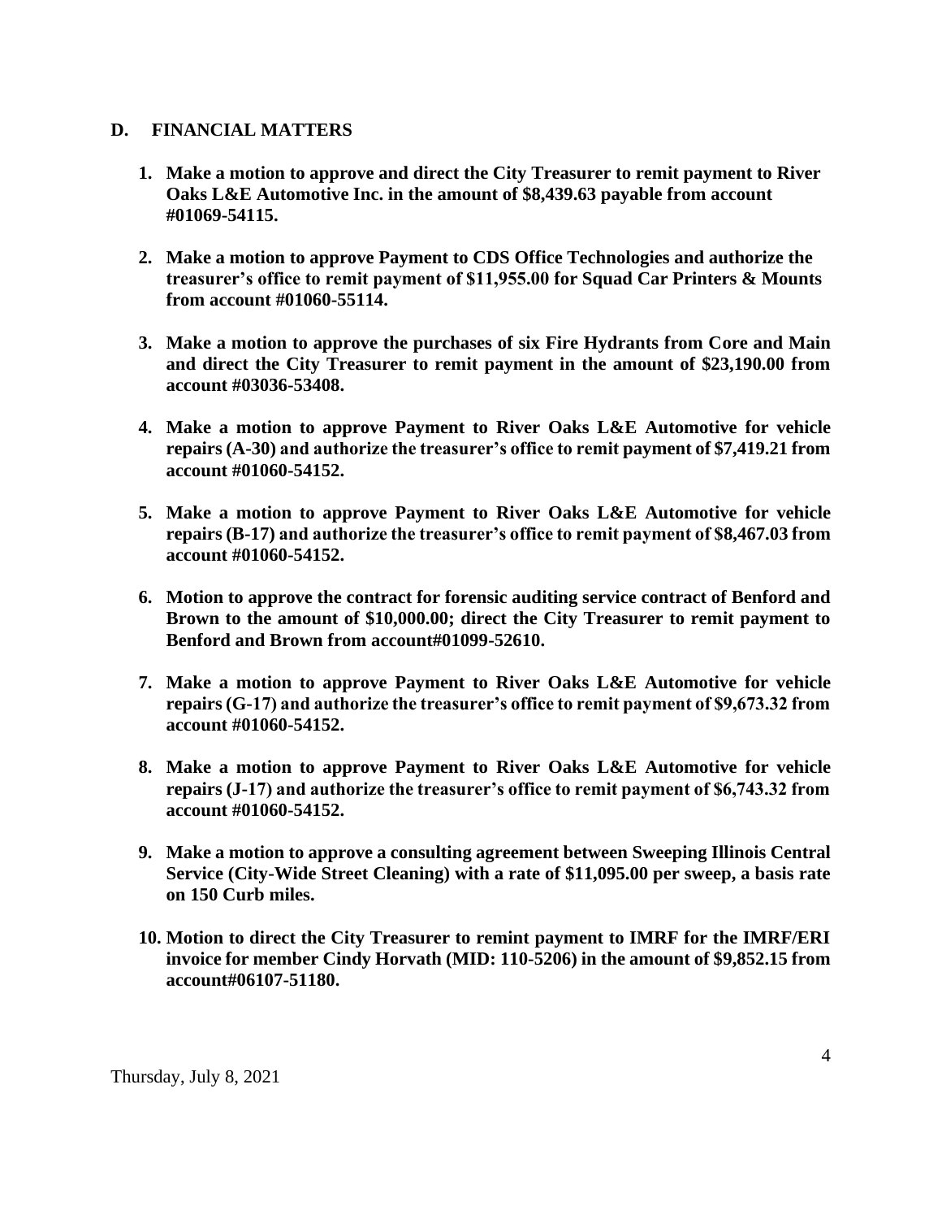## D. FINANCIAL MATTERS

1. **Make a motion to approve and direct the City Treasurer to remit payment to River Oaks L&E Automotive Inc. in the amount of $8,439.63 payable from account #01069-54115.**

2. **Make a motion to approve Payment to CDS Office Technologies and authorize the treasurer's office to remit payment of $11,955.00 for Squad Car Printers & Mounts from account #01060-55114.**

3. **Make a motion to approve the purchases of six Fire Hydrants from Core and Main and direct the City Treasurer to remit payment in the amount of $23,190.00 from account #03036-53408.**

4. **Make a motion to approve Payment to River Oaks L&E Automotive for vehicle repairs (A-30) and authorize the treasurer's office to remit payment of $7,419.21 from account #01060-54152.**

5. **Make a motion to approve Payment to River Oaks L&E Automotive for vehicle repairs (B-17) and authorize the treasurer's office to remit payment of $8,467.03 from account #01060-54152.**

6. **Motion to approve the contract for forensic auditing service contract of Benford and Brown to the amount of $10,000.00; direct the City Treasurer to remit payment to Benford and Brown from account#01099-52610.**

7. **Make a motion to approve Payment to River Oaks L&E Automotive for vehicle repairs (G-17) and authorize the treasurer's office to remit payment of $9,673.32 from account #01060-54152.**

8. **Make a motion to approve Payment to River Oaks L&E Automotive for vehicle repairs (J-17) and authorize the treasurer's office to remit payment of $6,743.32 from account #01060-54152.**

9. **Make a motion to approve a consulting agreement between Sweeping Illinois Central Service (City-Wide Street Cleaning) with a rate of $11,095.00 per sweep, a basis rate on 150 Curb miles.**

10. **Motion to direct the City Treasurer to remint payment to IMRF for the IMRF/ERI invoice for member Cindy Horvath (MID: 110-5206) in the amount of $9,852.15 from account#06107-51180.**

Thursday, July 8, 2021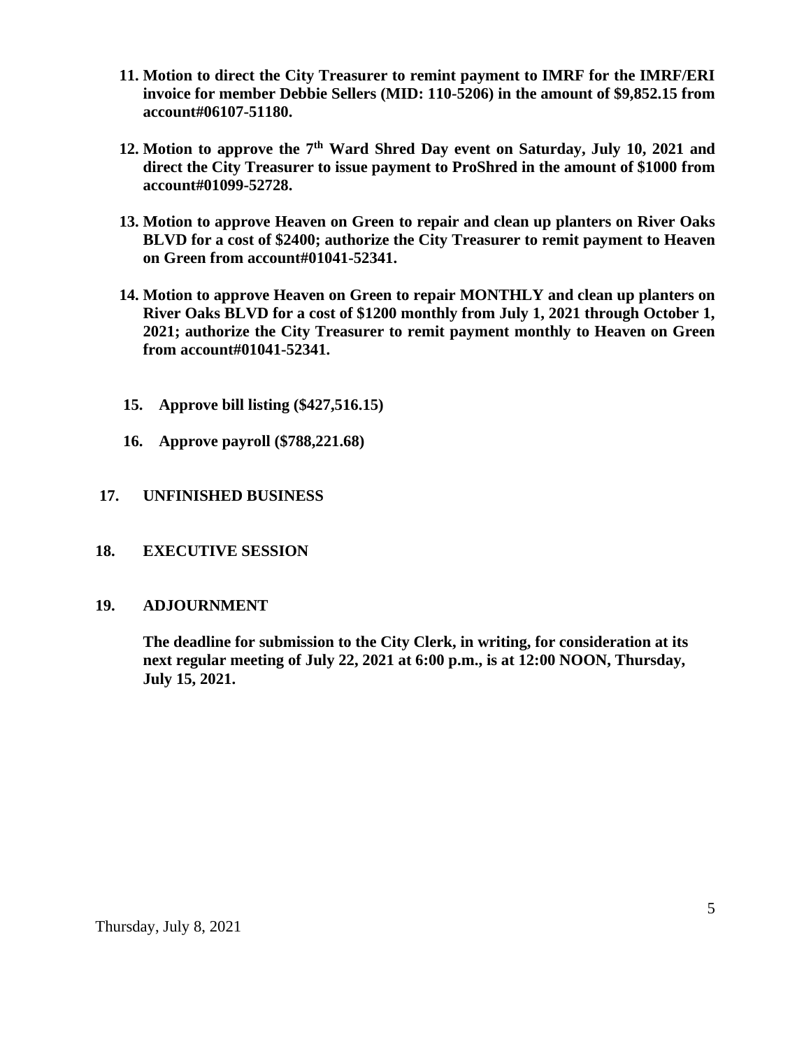11. **Motion to direct the City Treasurer to remint payment to IMRF for the IMRF/ERI invoice for member Debbie Sellers (MID: 110-5206) in the amount of $9,852.15 from account#06107-51180.**

12. **Motion to approve the 7th Ward Shred Day event on Saturday, July 10, 2021 and direct the City Treasurer to issue payment to ProShred in the amount of $1000 from account#01099-52728.**

13. **Motion to approve Heaven on Green to repair and clean up planters on River Oaks BLVD for a cost of $2400; authorize the City Treasurer to remit payment to Heaven on Green from account#01041-52341.**

14. **Motion to approve Heaven on Green to repair MONTHLY and clean up planters on River Oaks BLVD for a cost of $1200 monthly from July 1, 2021 through October 1, 2021; authorize the City Treasurer to remit payment monthly to Heaven on Green from account#01041-52341.**

15. **Approve bill listing ($427,516.15)**

16. **Approve payroll ($788,221.68)**

**17. UNFINISHED BUSINESS**

**18. EXECUTIVE SESSION**

**19. ADJOURNMENT**

**The deadline for submission to the City Clerk, in writing, for consideration at its next regular meeting of July 22, 2021 at 6:00 p.m., is at 12:00 NOON, Thursday, July 15, 2021.**

Thursday, July 8, 2021